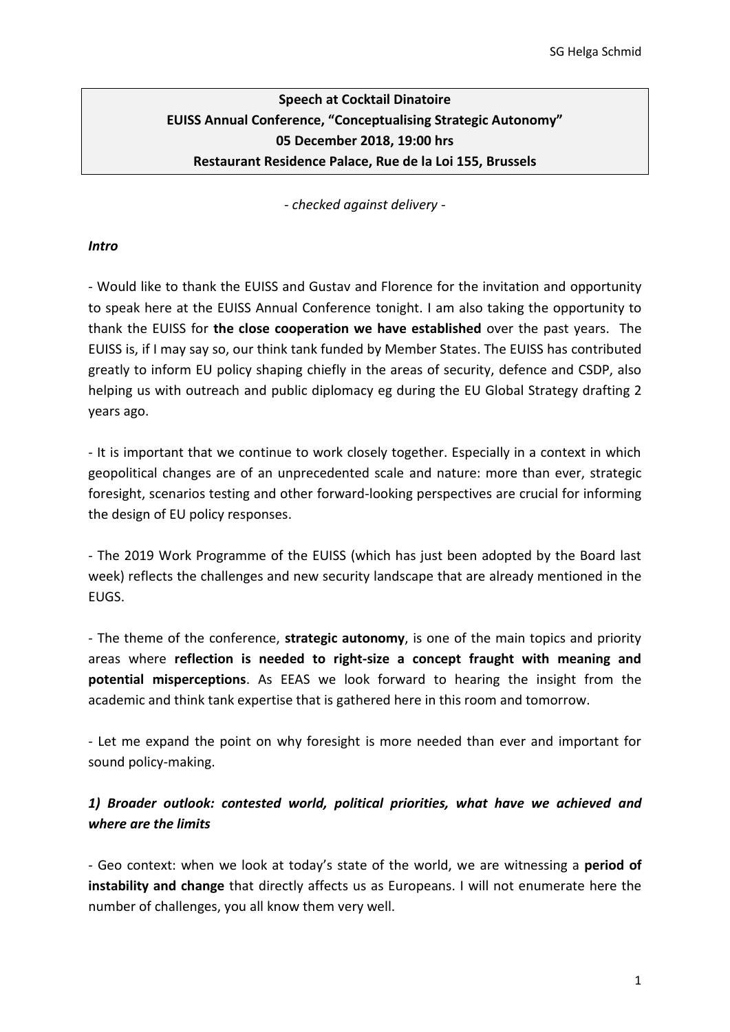SG Helga Schmid

**Speech at Cocktail Dinatoire**
**EUISS Annual Conference, "Conceptualising Strategic Autonomy"**
**05 December 2018, 19:00 hrs**
**Restaurant Residence Palace, Rue de la Loi 155, Brussels**

*- checked against delivery -*

***Intro***

- Would like to thank the EUISS and Gustav and Florence for the invitation and opportunity to speak here at the EUISS Annual Conference tonight. I am also taking the opportunity to thank the EUISS for **the close cooperation we have established** over the past years. The EUISS is, if I may say so, our think tank funded by Member States. The EUISS has contributed greatly to inform EU policy shaping chiefly in the areas of security, defence and CSDP, also helping us with outreach and public diplomacy eg during the EU Global Strategy drafting 2 years ago.

- It is important that we continue to work closely together. Especially in a context in which geopolitical changes are of an unprecedented scale and nature: more than ever, strategic foresight, scenarios testing and other forward-looking perspectives are crucial for informing the design of EU policy responses.

- The 2019 Work Programme of the EUISS (which has just been adopted by the Board last week) reflects the challenges and new security landscape that are already mentioned in the EUGS.

- The theme of the conference, **strategic autonomy**, is one of the main topics and priority areas where **reflection is needed to right-size a concept fraught with meaning and potential misperceptions**. As EEAS we look forward to hearing the insight from the academic and think tank expertise that is gathered here in this room and tomorrow.

- Let me expand the point on why foresight is more needed than ever and important for sound policy-making.

## *1) Broader outlook: contested world, political priorities, what have we achieved and where are the limits*

- Geo context: when we look at today's state of the world, we are witnessing a **period of instability and change** that directly affects us as Europeans. I will not enumerate here the number of challenges, you all know them very well.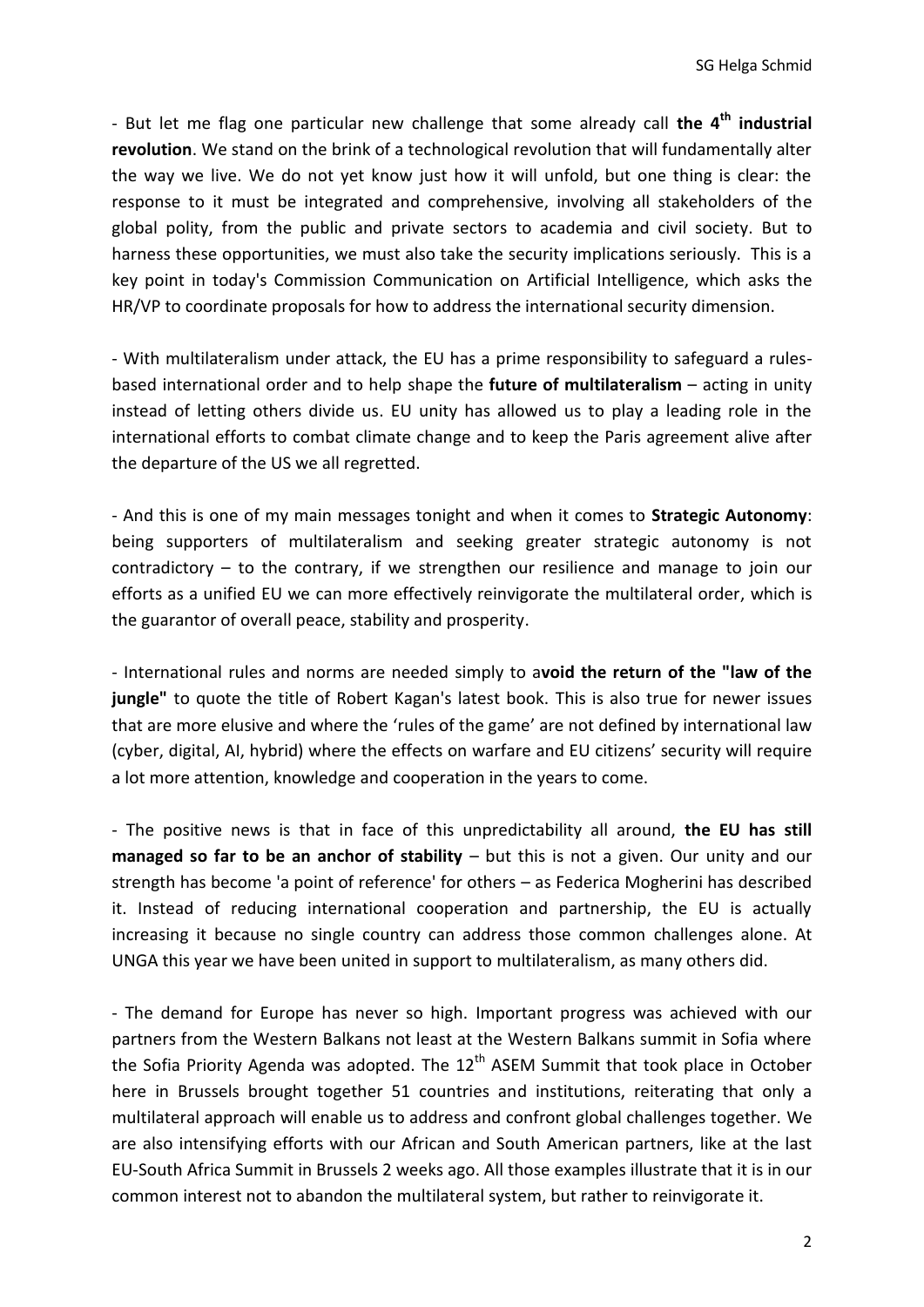- But let me flag one particular new challenge that some already call **the 4th industrial revolution**. We stand on the brink of a technological revolution that will fundamentally alter the way we live. We do not yet know just how it will unfold, but one thing is clear: the response to it must be integrated and comprehensive, involving all stakeholders of the global polity, from the public and private sectors to academia and civil society. But to harness these opportunities, we must also take the security implications seriously. This is a key point in today's Commission Communication on Artificial Intelligence, which asks the HR/VP to coordinate proposals for how to address the international security dimension.

- With multilateralism under attack, the EU has a prime responsibility to safeguard a rules-based international order and to help shape the **future of multilateralism** – acting in unity instead of letting others divide us. EU unity has allowed us to play a leading role in the international efforts to combat climate change and to keep the Paris agreement alive after the departure of the US we all regretted.

- And this is one of my main messages tonight and when it comes to **Strategic Autonomy**: being supporters of multilateralism and seeking greater strategic autonomy is not contradictory – to the contrary, if we strengthen our resilience and manage to join our efforts as a unified EU we can more effectively reinvigorate the multilateral order, which is the guarantor of overall peace, stability and prosperity.

- International rules and norms are needed simply to a**void the return of the "law of the jungle"** to quote the title of Robert Kagan's latest book. This is also true for newer issues that are more elusive and where the 'rules of the game' are not defined by international law (cyber, digital, AI, hybrid) where the effects on warfare and EU citizens' security will require a lot more attention, knowledge and cooperation in the years to come.

- The positive news is that in face of this unpredictability all around, **the EU has still managed so far to be an anchor of stability** – but this is not a given. Our unity and our strength has become 'a point of reference' for others – as Federica Mogherini has described it. Instead of reducing international cooperation and partnership, the EU is actually increasing it because no single country can address those common challenges alone. At UNGA this year we have been united in support to multilateralism, as many others did.

- The demand for Europe has never so high. Important progress was achieved with our partners from the Western Balkans not least at the Western Balkans summit in Sofia where the Sofia Priority Agenda was adopted. The 12th ASEM Summit that took place in October here in Brussels brought together 51 countries and institutions, reiterating that only a multilateral approach will enable us to address and confront global challenges together. We are also intensifying efforts with our African and South American partners, like at the last EU-South Africa Summit in Brussels 2 weeks ago. All those examples illustrate that it is in our common interest not to abandon the multilateral system, but rather to reinvigorate it.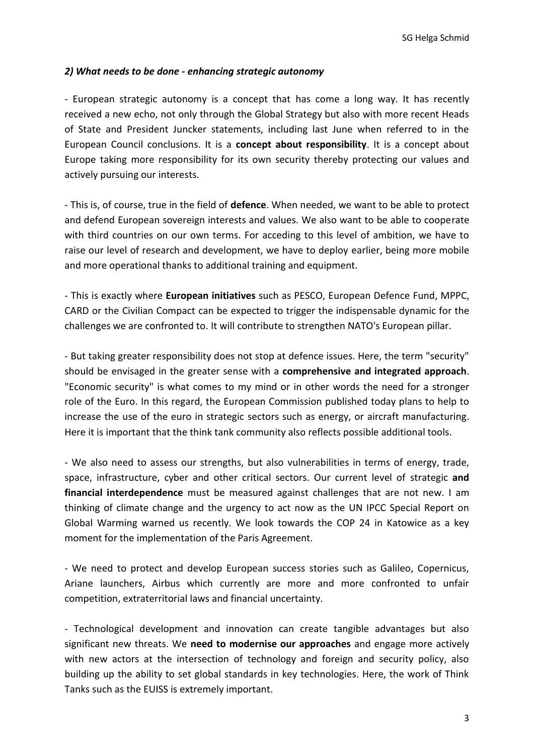### *2) What needs to be done - enhancing strategic autonomy*

- European strategic autonomy is a concept that has come a long way. It has recently received a new echo, not only through the Global Strategy but also with more recent Heads of State and President Juncker statements, including last June when referred to in the European Council conclusions. It is a **concept about responsibility**. It is a concept about Europe taking more responsibility for its own security thereby protecting our values and actively pursuing our interests.

- This is, of course, true in the field of **defence**. When needed, we want to be able to protect and defend European sovereign interests and values. We also want to be able to cooperate with third countries on our own terms. For acceding to this level of ambition, we have to raise our level of research and development, we have to deploy earlier, being more mobile and more operational thanks to additional training and equipment.

- This is exactly where **European initiatives** such as PESCO, European Defence Fund, MPPC, CARD or the Civilian Compact can be expected to trigger the indispensable dynamic for the challenges we are confronted to. It will contribute to strengthen NATO's European pillar.

- But taking greater responsibility does not stop at defence issues. Here, the term "security" should be envisaged in the greater sense with a **comprehensive and integrated approach**. "Economic security" is what comes to my mind or in other words the need for a stronger role of the Euro. In this regard, the European Commission published today plans to help to increase the use of the euro in strategic sectors such as energy, or aircraft manufacturing. Here it is important that the think tank community also reflects possible additional tools.

- We also need to assess our strengths, but also vulnerabilities in terms of energy, trade, space, infrastructure, cyber and other critical sectors. Our current level of strategic **and financial interdependence** must be measured against challenges that are not new. I am thinking of climate change and the urgency to act now as the UN IPCC Special Report on Global Warming warned us recently. We look towards the COP 24 in Katowice as a key moment for the implementation of the Paris Agreement.

- We need to protect and develop European success stories such as Galileo, Copernicus, Ariane launchers, Airbus which currently are more and more confronted to unfair competition, extraterritorial laws and financial uncertainty.

- Technological development and innovation can create tangible advantages but also significant new threats. We **need to modernise our approaches** and engage more actively with new actors at the intersection of technology and foreign and security policy, also building up the ability to set global standards in key technologies. Here, the work of Think Tanks such as the EUISS is extremely important.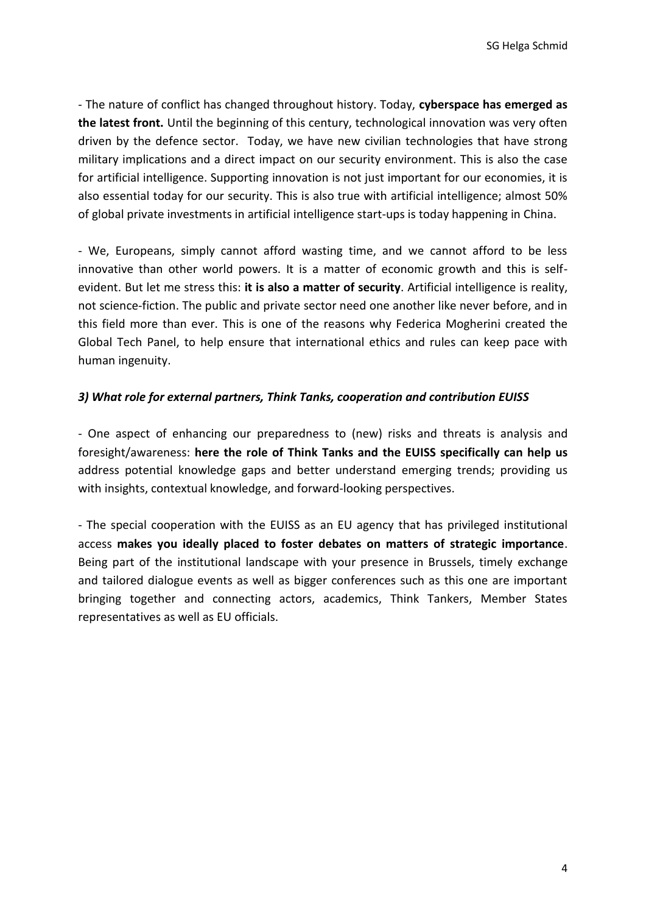- The nature of conflict has changed throughout history. Today, **cyberspace has emerged as the latest front.** Until the beginning of this century, technological innovation was very often driven by the defence sector. Today, we have new civilian technologies that have strong military implications and a direct impact on our security environment. This is also the case for artificial intelligence. Supporting innovation is not just important for our economies, it is also essential today for our security. This is also true with artificial intelligence; almost 50% of global private investments in artificial intelligence start-ups is today happening in China.

- We, Europeans, simply cannot afford wasting time, and we cannot afford to be less innovative than other world powers. It is a matter of economic growth and this is self-evident. But let me stress this: **it is also a matter of security**. Artificial intelligence is reality, not science-fiction. The public and private sector need one another like never before, and in this field more than ever. This is one of the reasons why Federica Mogherini created the Global Tech Panel, to help ensure that international ethics and rules can keep pace with human ingenuity.

### *3) What role for external partners, Think Tanks, cooperation and contribution EUISS*

- One aspect of enhancing our preparedness to (new) risks and threats is analysis and foresight/awareness: **here the role of Think Tanks and the EUISS specifically can help us** address potential knowledge gaps and better understand emerging trends; providing us with insights, contextual knowledge, and forward-looking perspectives.

- The special cooperation with the EUISS as an EU agency that has privileged institutional access **makes you ideally placed to foster debates on matters of strategic importance**. Being part of the institutional landscape with your presence in Brussels, timely exchange and tailored dialogue events as well as bigger conferences such as this one are important bringing together and connecting actors, academics, Think Tankers, Member States representatives as well as EU officials.